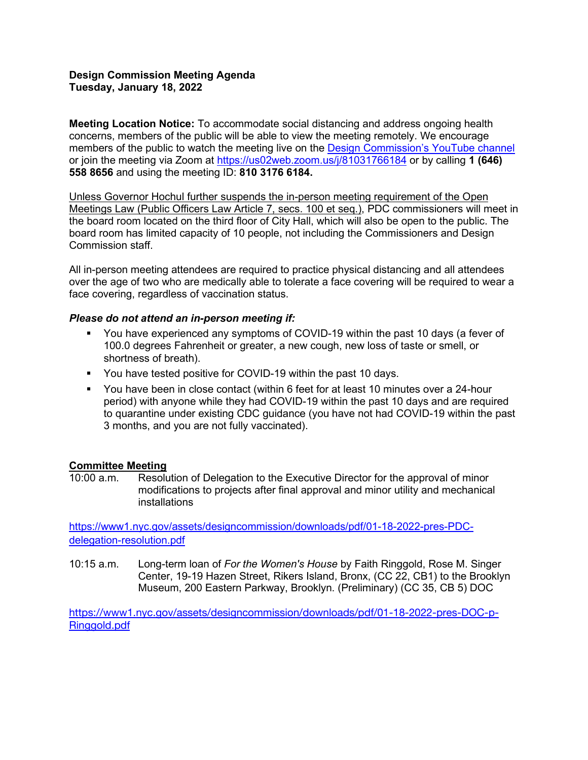**Design Commission Meeting Agenda**
**Tuesday, January 18, 2022**

**Meeting Location Notice:** To accommodate social distancing and address ongoing health concerns, members of the public will be able to view the meeting remotely. We encourage members of the public to watch the meeting live on the [Design Commission's YouTube channel]() or join the meeting via Zoom at [https://us02web.zoom.us/j/81031766184](https://us02web.zoom.us/j/81031766184) or by calling **1 (646) 558 8656** and using the meeting ID: **810 3176 6184.**

Unless Governor Hochul further suspends the in-person meeting requirement of the Open Meetings Law (Public Officers Law Article 7, secs. 100 et seq.), PDC commissioners will meet in the board room located on the third floor of City Hall, which will also be open to the public. The board room has limited capacity of 10 people, not including the Commissioners and Design Commission staff.

All in-person meeting attendees are required to practice physical distancing and all attendees over the age of two who are medically able to tolerate a face covering will be required to wear a face covering, regardless of vaccination status.

***Please do not attend an in-person meeting if:***

- You have experienced any symptoms of COVID-19 within the past 10 days (a fever of 100.0 degrees Fahrenheit or greater, a new cough, new loss of taste or smell, or shortness of breath).
- You have tested positive for COVID-19 within the past 10 days.
- You have been in close contact (within 6 feet for at least 10 minutes over a 24-hour period) with anyone while they had COVID-19 within the past 10 days and are required to quarantine under existing CDC guidance (you have not had COVID-19 within the past 3 months, and you are not fully vaccinated).

**Committee Meeting**

10:00 a.m. Resolution of Delegation to the Executive Director for the approval of minor modifications to projects after final approval and minor utility and mechanical installations

[https://www1.nyc.gov/assets/designcommission/downloads/pdf/01-18-2022-pres-PDC-delegation-resolution.pdf](https://www1.nyc.gov/assets/designcommission/downloads/pdf/01-18-2022-pres-PDC-delegation-resolution.pdf)

10:15 a.m. Long-term loan of *For the Women's House* by Faith Ringgold, Rose M. Singer Center, 19-19 Hazen Street, Rikers Island, Bronx, (CC 22, CB1) to the Brooklyn Museum, 200 Eastern Parkway, Brooklyn. (Preliminary) (CC 35, CB 5) DOC

[https://www1.nyc.gov/assets/designcommission/downloads/pdf/01-18-2022-pres-DOC-p-Ringgold.pdf](https://www1.nyc.gov/assets/designcommission/downloads/pdf/01-18-2022-pres-DOC-p-Ringgold.pdf)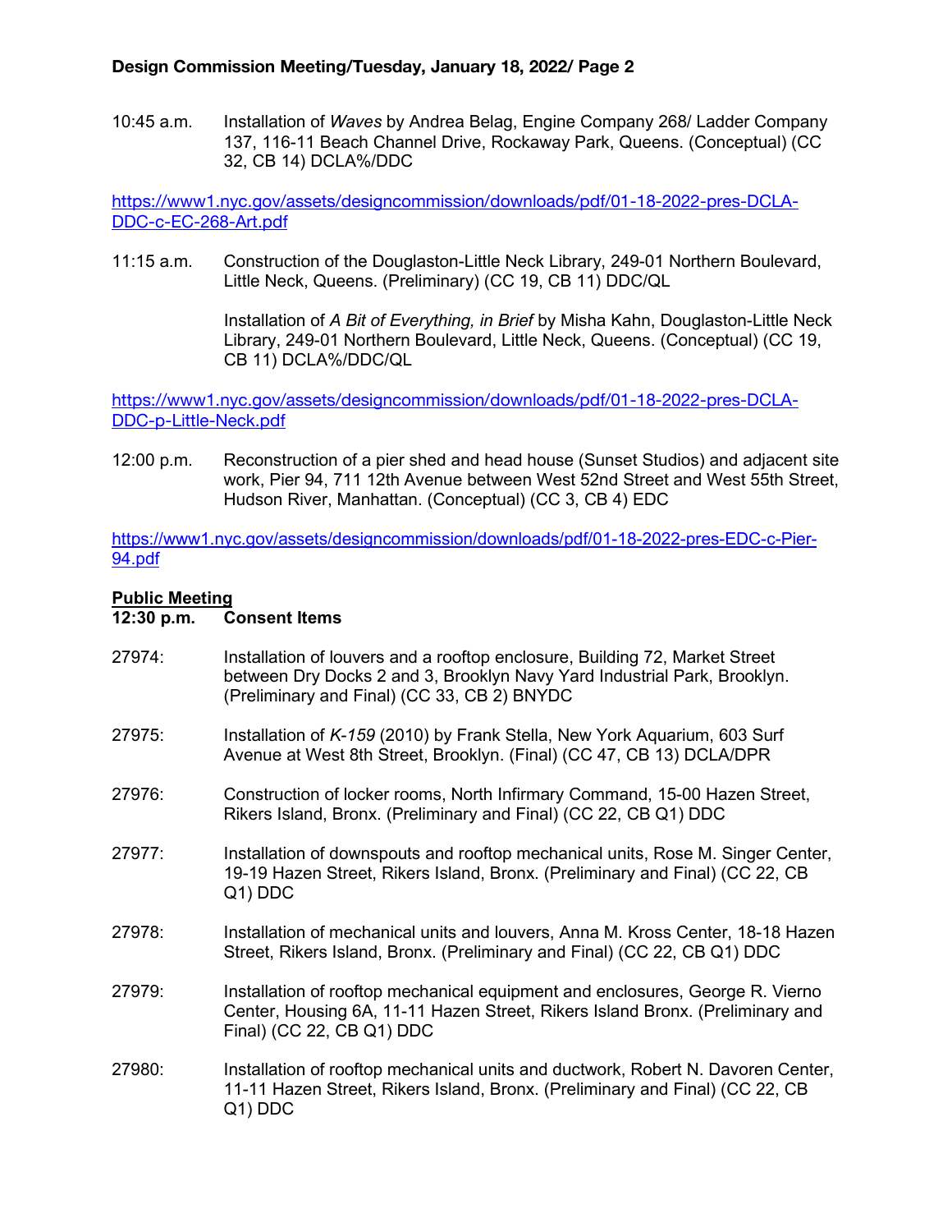10:45 a.m. Installation of *Waves* by Andrea Belag, Engine Company 268/ Ladder Company 137, 116-11 Beach Channel Drive, Rockaway Park, Queens. (Conceptual) (CC 32, CB 14) DCLA%/DDC

https://www1.nyc.gov/assets/designcommission/downloads/pdf/01-18-2022-pres-DCLA-DDC-c-EC-268-Art.pdf

11:15 a.m. Construction of the Douglaston-Little Neck Library, 249-01 Northern Boulevard, Little Neck, Queens. (Preliminary) (CC 19, CB 11) DDC/QL

Installation of *A Bit of Everything, in Brief* by Misha Kahn, Douglaston-Little Neck Library, 249-01 Northern Boulevard, Little Neck, Queens. (Conceptual) (CC 19, CB 11) DCLA%/DDC/QL

https://www1.nyc.gov/assets/designcommission/downloads/pdf/01-18-2022-pres-DCLA-DDC-p-Little-Neck.pdf

12:00 p.m. Reconstruction of a pier shed and head house (Sunset Studios) and adjacent site work, Pier 94, 711 12th Avenue between West 52nd Street and West 55th Street, Hudson River, Manhattan. (Conceptual) (CC 3, CB 4) EDC

https://www1.nyc.gov/assets/designcommission/downloads/pdf/01-18-2022-pres-EDC-c-Pier-94.pdf

**Public Meeting**

**12:30 p.m. Consent Items**

27974: Installation of louvers and a rooftop enclosure, Building 72, Market Street between Dry Docks 2 and 3, Brooklyn Navy Yard Industrial Park, Brooklyn. (Preliminary and Final) (CC 33, CB 2) BNYDC

27975: Installation of *K-159* (2010) by Frank Stella, New York Aquarium, 603 Surf Avenue at West 8th Street, Brooklyn. (Final) (CC 47, CB 13) DCLA/DPR

27976: Construction of locker rooms, North Infirmary Command, 15-00 Hazen Street, Rikers Island, Bronx. (Preliminary and Final) (CC 22, CB Q1) DDC

27977: Installation of downspouts and rooftop mechanical units, Rose M. Singer Center, 19-19 Hazen Street, Rikers Island, Bronx. (Preliminary and Final) (CC 22, CB Q1) DDC

27978: Installation of mechanical units and louvers, Anna M. Kross Center, 18-18 Hazen Street, Rikers Island, Bronx. (Preliminary and Final) (CC 22, CB Q1) DDC

27979: Installation of rooftop mechanical equipment and enclosures, George R. Vierno Center, Housing 6A, 11-11 Hazen Street, Rikers Island Bronx. (Preliminary and Final) (CC 22, CB Q1) DDC

27980: Installation of rooftop mechanical units and ductwork, Robert N. Davoren Center, 11-11 Hazen Street, Rikers Island, Bronx. (Preliminary and Final) (CC 22, CB Q1) DDC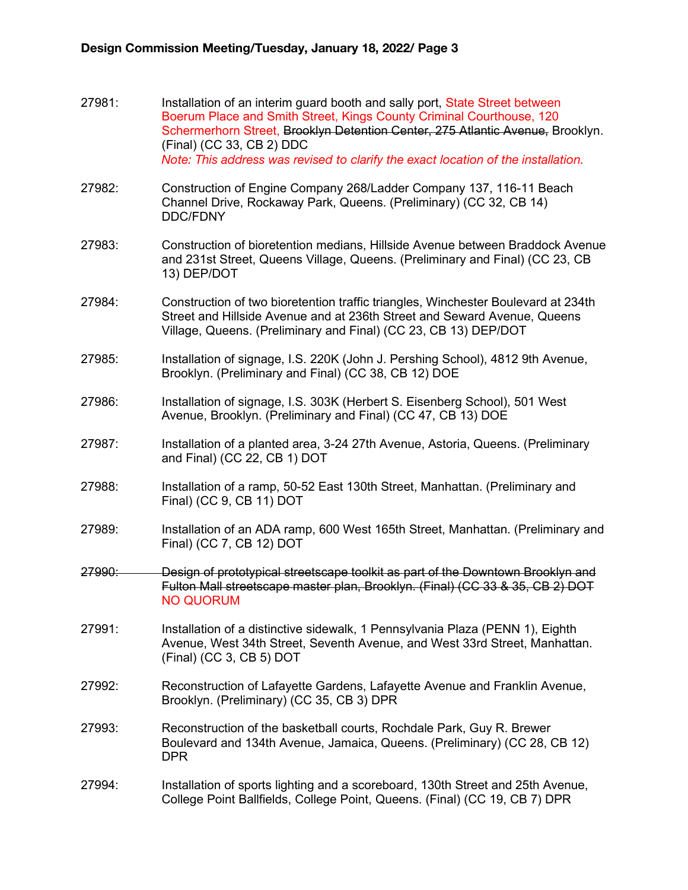27981: Installation of an interim guard booth and sally port, State Street between Boerum Place and Smith Street, Kings County Criminal Courthouse, 120 Schermerhorn Street, ~~Brooklyn Detention Center, 275 Atlantic Avenue,~~ Brooklyn. (Final) (CC 33, CB 2) DDC
*Note: This address was revised to clarify the exact location of the installation.*

27982: Construction of Engine Company 268/Ladder Company 137, 116-11 Beach Channel Drive, Rockaway Park, Queens. (Preliminary) (CC 32, CB 14) DDC/FDNY

27983: Construction of bioretention medians, Hillside Avenue between Braddock Avenue and 231st Street, Queens Village, Queens. (Preliminary and Final) (CC 23, CB 13) DEP/DOT

27984: Construction of two bioretention traffic triangles, Winchester Boulevard at 234th Street and Hillside Avenue and at 236th Street and Seward Avenue, Queens Village, Queens. (Preliminary and Final) (CC 23, CB 13) DEP/DOT

27985: Installation of signage, I.S. 220K (John J. Pershing School), 4812 9th Avenue, Brooklyn. (Preliminary and Final) (CC 38, CB 12) DOE

27986: Installation of signage, I.S. 303K (Herbert S. Eisenberg School), 501 West Avenue, Brooklyn. (Preliminary and Final) (CC 47, CB 13) DOE

27987: Installation of a planted area, 3-24 27th Avenue, Astoria, Queens. (Preliminary and Final) (CC 22, CB 1) DOT

27988: Installation of a ramp, 50-52 East 130th Street, Manhattan. (Preliminary and Final) (CC 9, CB 11) DOT

27989: Installation of an ADA ramp, 600 West 165th Street, Manhattan. (Preliminary and Final) (CC 7, CB 12) DOT

~~27990: Design of prototypical streetscape toolkit as part of the Downtown Brooklyn and Fulton Mall streetscape master plan, Brooklyn. (Final) (CC 33 & 35, CB 2) DOT~~
NO QUORUM

27991: Installation of a distinctive sidewalk, 1 Pennsylvania Plaza (PENN 1), Eighth Avenue, West 34th Street, Seventh Avenue, and West 33rd Street, Manhattan. (Final) (CC 3, CB 5) DOT

27992: Reconstruction of Lafayette Gardens, Lafayette Avenue and Franklin Avenue, Brooklyn. (Preliminary) (CC 35, CB 3) DPR

27993: Reconstruction of the basketball courts, Rochdale Park, Guy R. Brewer Boulevard and 134th Avenue, Jamaica, Queens. (Preliminary) (CC 28, CB 12) DPR

27994: Installation of sports lighting and a scoreboard, 130th Street and 25th Avenue, College Point Ballfields, College Point, Queens. (Final) (CC 19, CB 7) DPR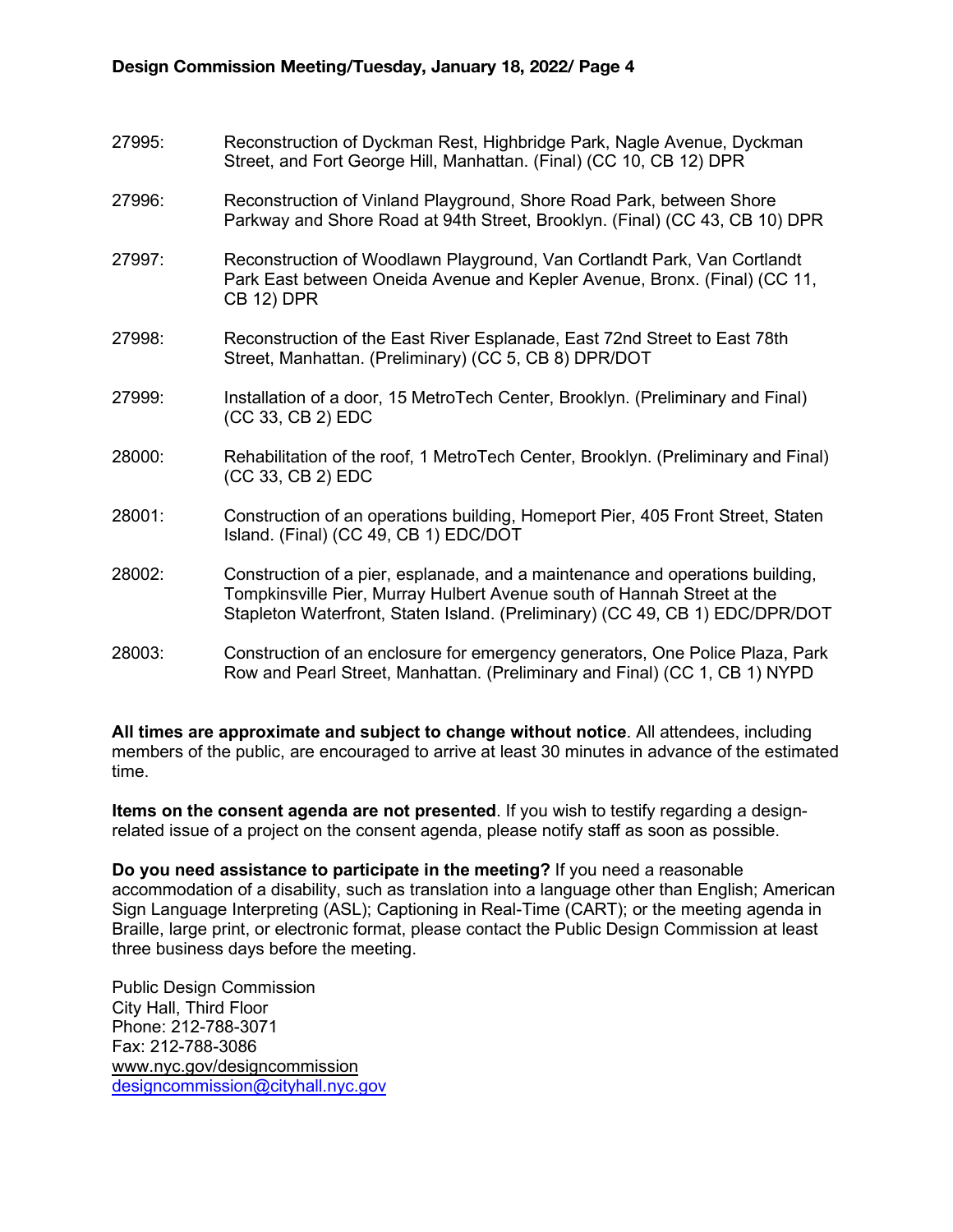27995: Reconstruction of Dyckman Rest, Highbridge Park, Nagle Avenue, Dyckman Street, and Fort George Hill, Manhattan. (Final) (CC 10, CB 12) DPR

27996: Reconstruction of Vinland Playground, Shore Road Park, between Shore Parkway and Shore Road at 94th Street, Brooklyn. (Final) (CC 43, CB 10) DPR

27997: Reconstruction of Woodlawn Playground, Van Cortlandt Park, Van Cortlandt Park East between Oneida Avenue and Kepler Avenue, Bronx. (Final) (CC 11, CB 12) DPR

27998: Reconstruction of the East River Esplanade, East 72nd Street to East 78th Street, Manhattan. (Preliminary) (CC 5, CB 8) DPR/DOT

27999: Installation of a door, 15 MetroTech Center, Brooklyn. (Preliminary and Final) (CC 33, CB 2) EDC

28000: Rehabilitation of the roof, 1 MetroTech Center, Brooklyn. (Preliminary and Final) (CC 33, CB 2) EDC

28001: Construction of an operations building, Homeport Pier, 405 Front Street, Staten Island. (Final) (CC 49, CB 1) EDC/DOT

28002: Construction of a pier, esplanade, and a maintenance and operations building, Tompkinsville Pier, Murray Hulbert Avenue south of Hannah Street at the Stapleton Waterfront, Staten Island. (Preliminary) (CC 49, CB 1) EDC/DPR/DOT

28003: Construction of an enclosure for emergency generators, One Police Plaza, Park Row and Pearl Street, Manhattan. (Preliminary and Final) (CC 1, CB 1) NYPD

**All times are approximate and subject to change without notice**. All attendees, including members of the public, are encouraged to arrive at least 30 minutes in advance of the estimated time.

**Items on the consent agenda are not presented**. If you wish to testify regarding a design-related issue of a project on the consent agenda, please notify staff as soon as possible.

**Do you need assistance to participate in the meeting?** If you need a reasonable accommodation of a disability, such as translation into a language other than English; American Sign Language Interpreting (ASL); Captioning in Real-Time (CART); or the meeting agenda in Braille, large print, or electronic format, please contact the Public Design Commission at least three business days before the meeting.

Public Design Commission
City Hall, Third Floor
Phone: 212-788-3071
Fax: 212-788-3086
www.nyc.gov/designcommission
designcommission@cityhall.nyc.gov